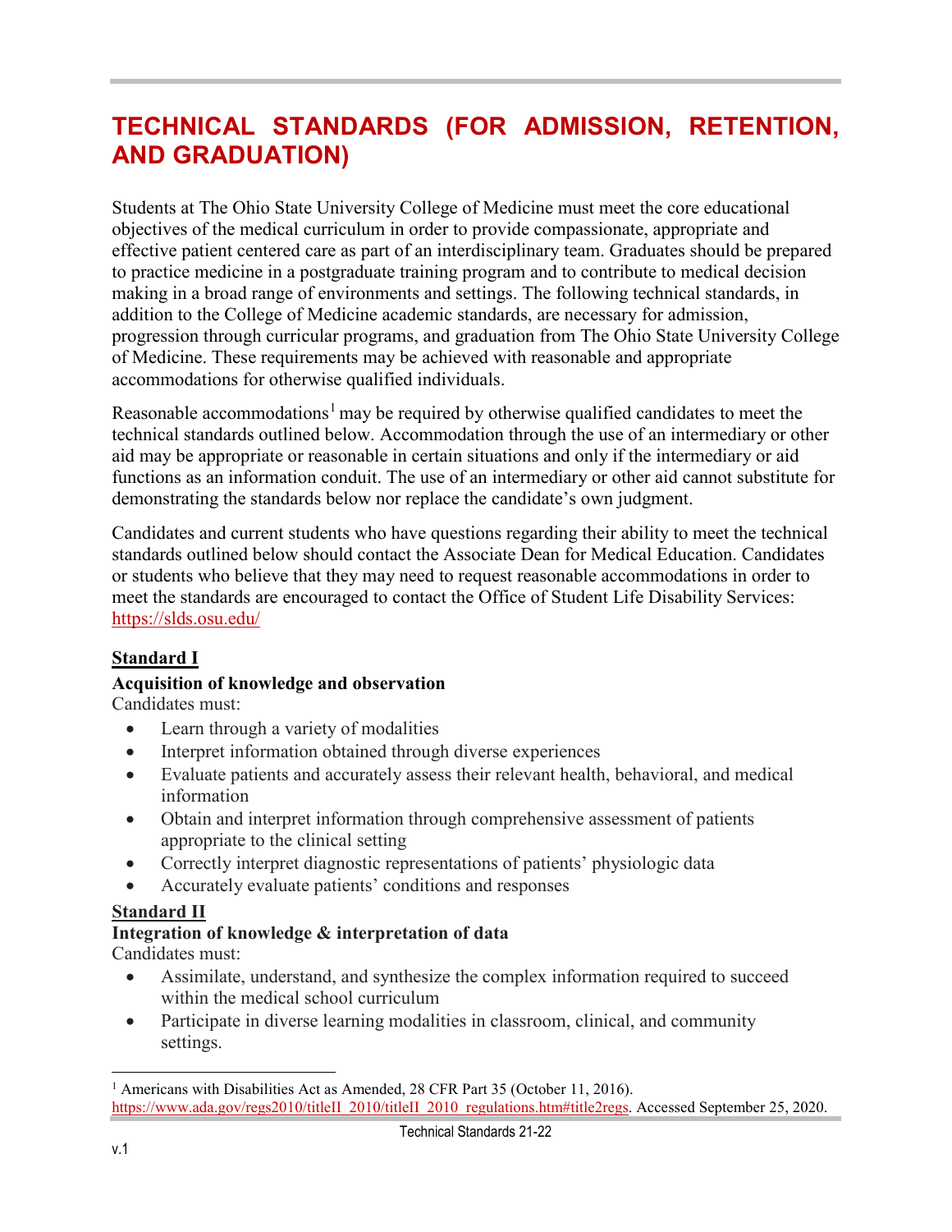# TECHNICAL STANDARDS (FOR ADMISSION, RETENTION, AND GRADUATION)

Students at The Ohio State University College of Medicine must meet the core educational objectives of the medical curriculum in order to provide compassionate, appropriate and effective patient centered care as part of an interdisciplinary team. Graduates should be prepared to practice medicine in a postgraduate training program and to contribute to medical decision making in a broad range of environments and settings. The following technical standards, in addition to the College of Medicine academic standards, are necessary for admission, progression through curricular programs, and graduation from The Ohio State University College of Medicine. These requirements may be achieved with reasonable and appropriate accommodations for otherwise qualified individuals.

Reasonable accommodations[1] may be required by otherwise qualified candidates to meet the technical standards outlined below. Accommodation through the use of an intermediary or other aid may be appropriate or reasonable in certain situations and only if the intermediary or aid functions as an information conduit. The use of an intermediary or other aid cannot substitute for demonstrating the standards below nor replace the candidate's own judgment.

Candidates and current students who have questions regarding their ability to meet the technical standards outlined below should contact the Associate Dean for Medical Education. Candidates or students who believe that they may need to request reasonable accommodations in order to meet the standards are encouraged to contact the Office of Student Life Disability Services: https://slds.osu.edu/

**Standard I**

**Acquisition of knowledge and observation**

Candidates must:

- Learn through a variety of modalities
- Interpret information obtained through diverse experiences
- Evaluate patients and accurately assess their relevant health, behavioral, and medical information
- Obtain and interpret information through comprehensive assessment of patients appropriate to the clinical setting
- Correctly interpret diagnostic representations of patients' physiologic data
- Accurately evaluate patients' conditions and responses

**Standard II**

**Integration of knowledge & interpretation of data**

Candidates must:

- Assimilate, understand, and synthesize the complex information required to succeed within the medical school curriculum
- Participate in diverse learning modalities in classroom, clinical, and community settings.

[1] Americans with Disabilities Act as Amended, 28 CFR Part 35 (October 11, 2016). https://www.ada.gov/regs2010/titleII_2010/titleII_2010_regulations.htm#title2regs. Accessed September 25, 2020.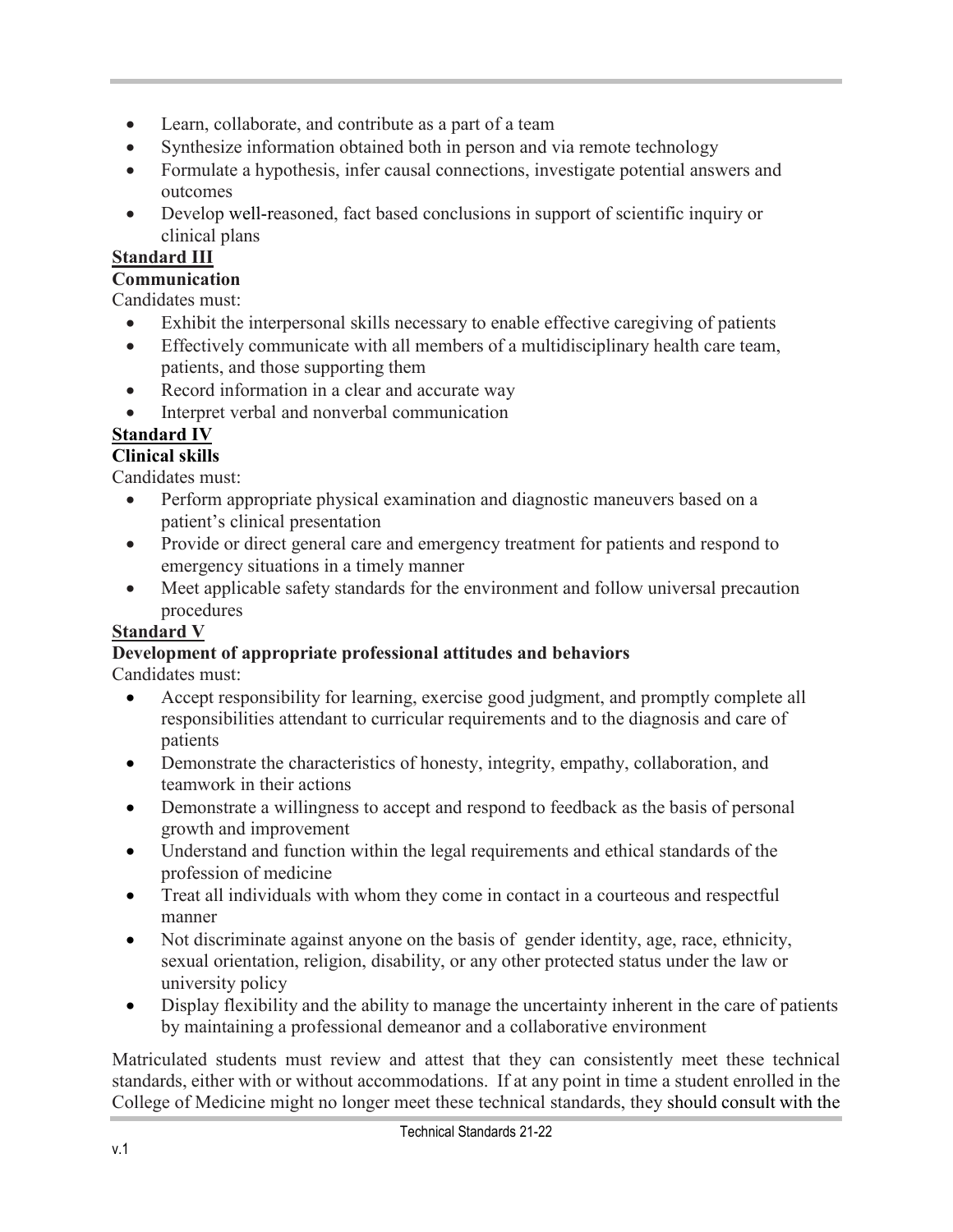- Learn, collaborate, and contribute as a part of a team
- Synthesize information obtained both in person and via remote technology
- Formulate a hypothesis, infer causal connections, investigate potential answers and outcomes
- Develop well-reasoned, fact based conclusions in support of scientific inquiry or clinical plans

**Standard III**

**Communication**

Candidates must:

- Exhibit the interpersonal skills necessary to enable effective caregiving of patients
- Effectively communicate with all members of a multidisciplinary health care team, patients, and those supporting them
- Record information in a clear and accurate way
- Interpret verbal and nonverbal communication

**Standard IV**

**Clinical skills**

Candidates must:

- Perform appropriate physical examination and diagnostic maneuvers based on a patient's clinical presentation
- Provide or direct general care and emergency treatment for patients and respond to emergency situations in a timely manner
- Meet applicable safety standards for the environment and follow universal precaution procedures

**Standard V**

**Development of appropriate professional attitudes and behaviors**

Candidates must:

- Accept responsibility for learning, exercise good judgment, and promptly complete all responsibilities attendant to curricular requirements and to the diagnosis and care of patients
- Demonstrate the characteristics of honesty, integrity, empathy, collaboration, and teamwork in their actions
- Demonstrate a willingness to accept and respond to feedback as the basis of personal growth and improvement
- Understand and function within the legal requirements and ethical standards of the profession of medicine
- Treat all individuals with whom they come in contact in a courteous and respectful manner
- Not discriminate against anyone on the basis of gender identity, age, race, ethnicity, sexual orientation, religion, disability, or any other protected status under the law or university policy
- Display flexibility and the ability to manage the uncertainty inherent in the care of patients by maintaining a professional demeanor and a collaborative environment

Matriculated students must review and attest that they can consistently meet these technical standards, either with or without accommodations. If at any point in time a student enrolled in the College of Medicine might no longer meet these technical standards, they should consult with the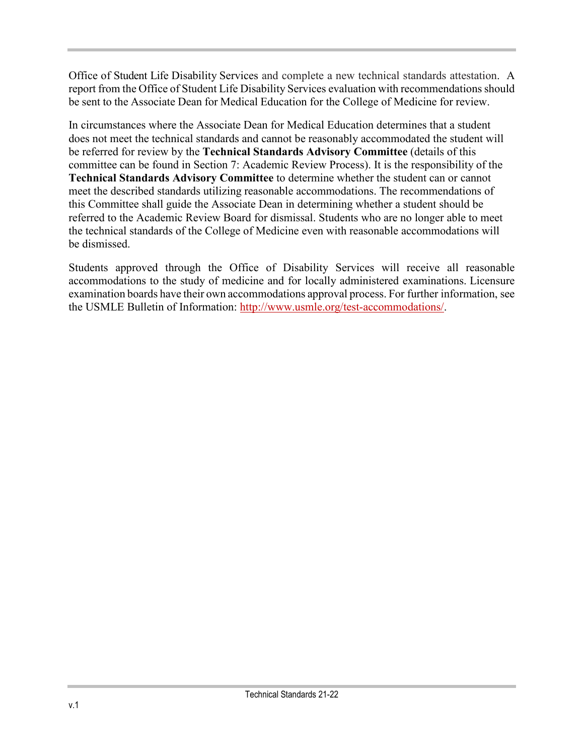Office of Student Life Disability Services and complete a new technical standards attestation. A report from the Office of Student Life Disability Services evaluation with recommendations should be sent to the Associate Dean for Medical Education for the College of Medicine for review.

In circumstances where the Associate Dean for Medical Education determines that a student does not meet the technical standards and cannot be reasonably accommodated the student will be referred for review by the **Technical Standards Advisory Committee** (details of this committee can be found in Section 7: Academic Review Process). It is the responsibility of the **Technical Standards Advisory Committee** to determine whether the student can or cannot meet the described standards utilizing reasonable accommodations. The recommendations of this Committee shall guide the Associate Dean in determining whether a student should be referred to the Academic Review Board for dismissal. Students who are no longer able to meet the technical standards of the College of Medicine even with reasonable accommodations will be dismissed.

Students approved through the Office of Disability Services will receive all reasonable accommodations to the study of medicine and for locally administered examinations. Licensure examination boards have their own accommodations approval process. For further information, see the USMLE Bulletin of Information: http://www.usmle.org/test-accommodations/.